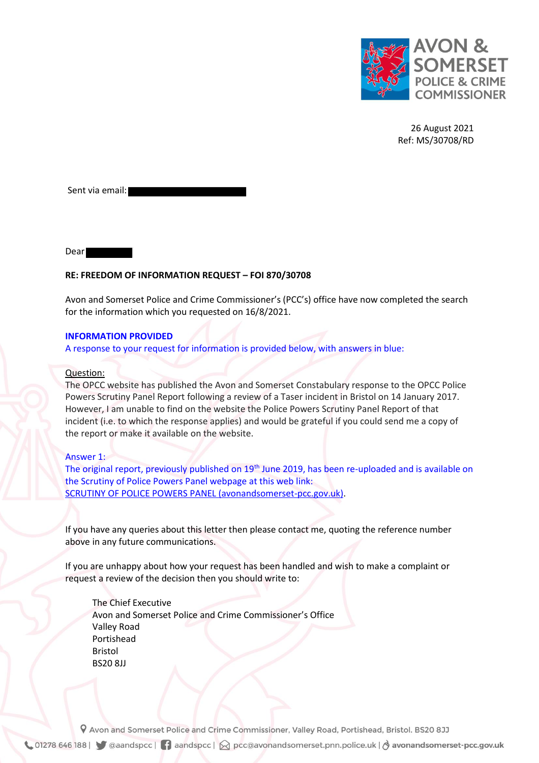AVON & SOMERSET POLICE & CRIME COMMISSIONER

26 August 2021
Ref: MS/30708/RD

Sent via email: [redacted]

Dear [redacted]

**RE: FREEDOM OF INFORMATION REQUEST – FOI 870/30708**

Avon and Somerset Police and Crime Commissioner's (PCC's) office have now completed the search for the information which you requested on 16/8/2021.

**INFORMATION PROVIDED**

A response to your request for information is provided below, with answers in blue:

Question:

The OPCC website has published the Avon and Somerset Constabulary response to the OPCC Police Powers Scrutiny Panel Report following a review of a Taser incident in Bristol on 14 January 2017. However, I am unable to find on the website the Police Powers Scrutiny Panel Report of that incident (i.e. to which the response applies) and would be grateful if you could send me a copy of the report or make it available on the website.

Answer 1:

The original report, previously published on 19th June 2019, has been re-uploaded and is available on the Scrutiny of Police Powers Panel webpage at this web link: [SCRUTINY OF POLICE POWERS PANEL (avonandsomerset-pcc.gov.uk)](avonandsomerset-pcc.gov.uk).

If you have any queries about this letter then please contact me, quoting the reference number above in any future communications.

If you are unhappy about how your request has been handled and wish to make a complaint or request a review of the decision then you should write to:

The Chief Executive
Avon and Somerset Police and Crime Commissioner's Office
Valley Road
Portishead
Bristol
BS20 8JJ

Avon and Somerset Police and Crime Commissioner, Valley Road, Portishead, Bristol. BS20 8JJ

01278 646 188 | @aandspcc | aandspcc | pcc@avonandsomerset.pnn.police.uk | avonandsomerset-pcc.gov.uk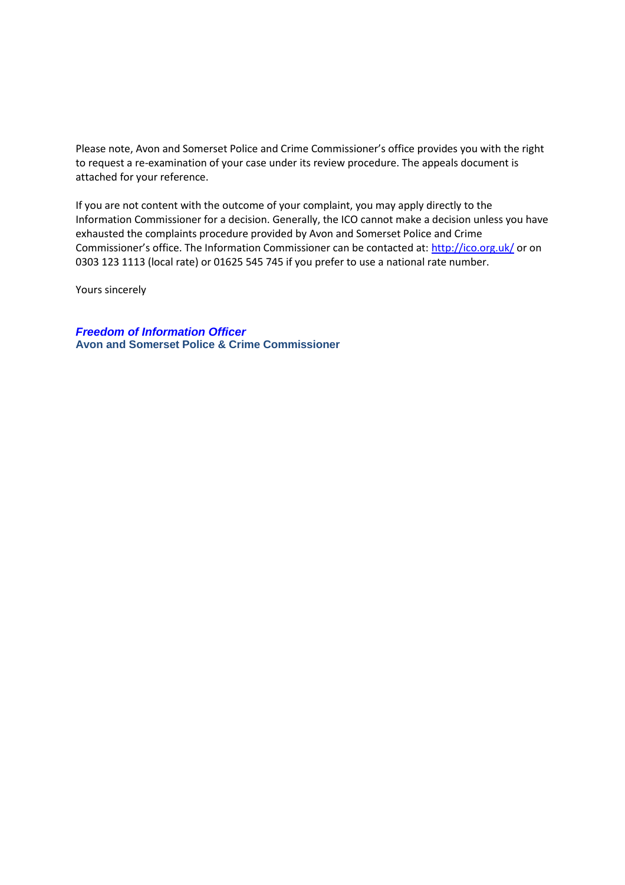Please note, Avon and Somerset Police and Crime Commissioner's office provides you with the right to request a re-examination of your case under its review procedure. The appeals document is attached for your reference.

If you are not content with the outcome of your complaint, you may apply directly to the Information Commissioner for a decision. Generally, the ICO cannot make a decision unless you have exhausted the complaints procedure provided by Avon and Somerset Police and Crime Commissioner's office. The Information Commissioner can be contacted at: http://ico.org.uk/ or on 0303 123 1113 (local rate) or 01625 545 745 if you prefer to use a national rate number.

Yours sincerely

***Freedom of Information Officer***
**Avon and Somerset Police & Crime Commissioner**